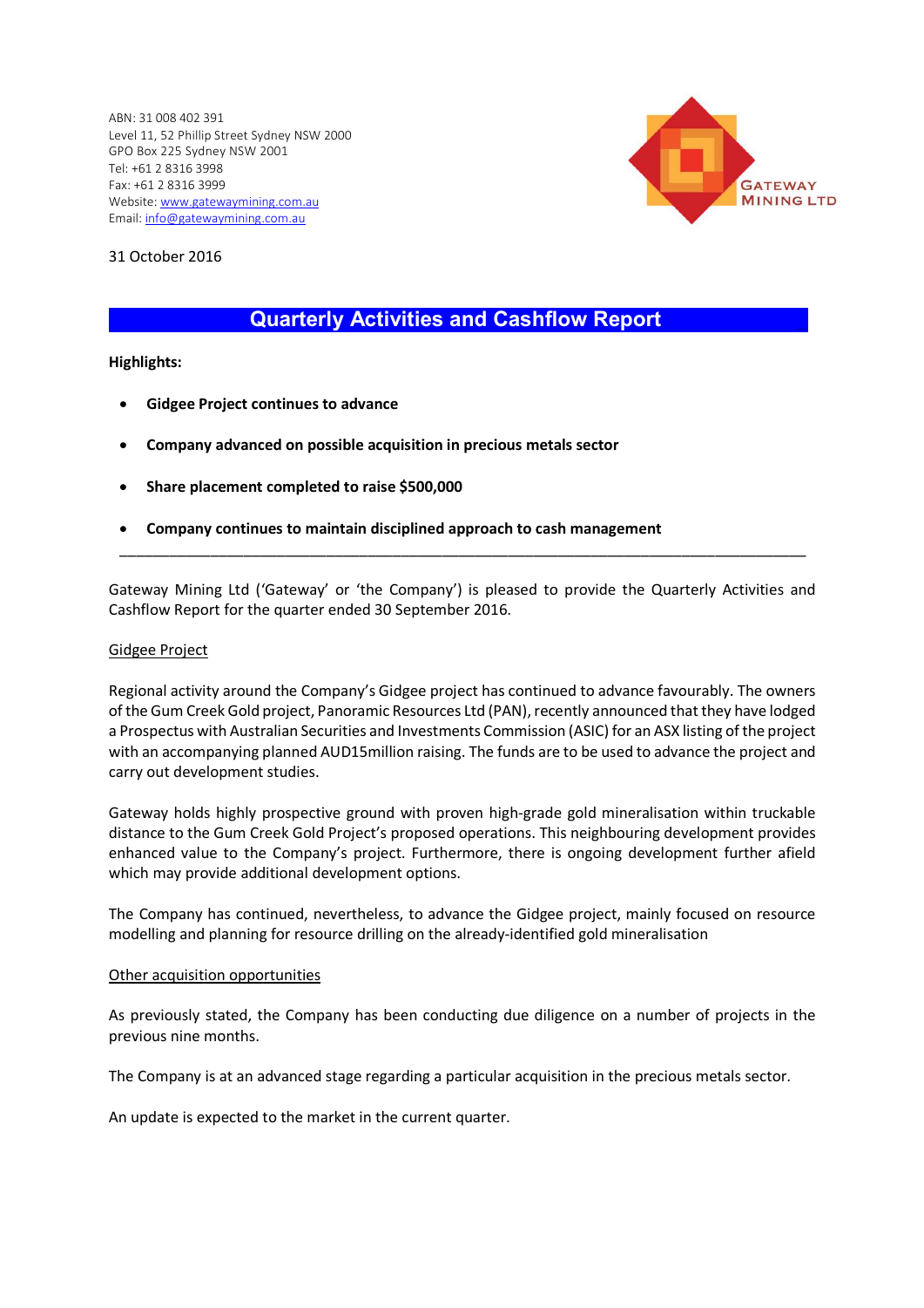ABN: 31 008 402 391
Level 11, 52 Phillip Street Sydney NSW 2000
GPO Box 225 Sydney NSW 2001
Tel: +61 2 8316 3998
Fax: +61 2 8316 3999
Website: www.gatewaymining.com.au
Email: info@gatewaymining.com.au

GATEWAY MINING LTD

31 October 2016

# Quarterly Activities and Cashflow Report

**Highlights:**

- **Gidgee Project continues to advance**
- **Company advanced on possible acquisition in precious metals sector**
- **Share placement completed to raise $500,000**
- **Company continues to maintain disciplined approach to cash management**

---

Gateway Mining Ltd ('Gateway' or 'the Company') is pleased to provide the Quarterly Activities and Cashflow Report for the quarter ended 30 September 2016.

## Gidgee Project

Regional activity around the Company's Gidgee project has continued to advance favourably. The owners of the Gum Creek Gold project, Panoramic Resources Ltd (PAN), recently announced that they have lodged a Prospectus with Australian Securities and Investments Commission (ASIC) for an ASX listing of the project with an accompanying planned AUD15million raising. The funds are to be used to advance the project and carry out development studies.

Gateway holds highly prospective ground with proven high-grade gold mineralisation within truckable distance to the Gum Creek Gold Project's proposed operations. This neighbouring development provides enhanced value to the Company's project. Furthermore, there is ongoing development further afield which may provide additional development options.

The Company has continued, nevertheless, to advance the Gidgee project, mainly focused on resource modelling and planning for resource drilling on the already-identified gold mineralisation

## Other acquisition opportunities

As previously stated, the Company has been conducting due diligence on a number of projects in the previous nine months.

The Company is at an advanced stage regarding a particular acquisition in the precious metals sector.

An update is expected to the market in the current quarter.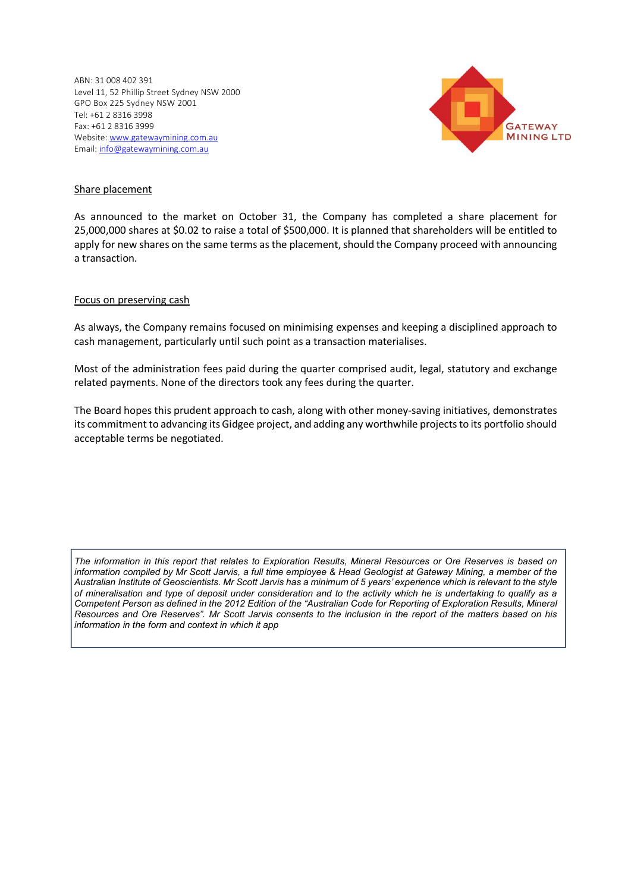ABN: 31 008 402 391
Level 11, 52 Phillip Street Sydney NSW 2000
GPO Box 225 Sydney NSW 2001
Tel: +61 2 8316 3998
Fax: +61 2 8316 3999
Website: www.gatewaymining.com.au
Email: info@gatewaymining.com.au

GATEWAY MINING LTD

## Share placement

As announced to the market on October 31, the Company has completed a share placement for 25,000,000 shares at $0.02 to raise a total of $500,000. It is planned that shareholders will be entitled to apply for new shares on the same terms as the placement, should the Company proceed with announcing a transaction.

## Focus on preserving cash

As always, the Company remains focused on minimising expenses and keeping a disciplined approach to cash management, particularly until such point as a transaction materialises.

Most of the administration fees paid during the quarter comprised audit, legal, statutory and exchange related payments. None of the directors took any fees during the quarter.

The Board hopes this prudent approach to cash, along with other money-saving initiatives, demonstrates its commitment to advancing its Gidgee project, and adding any worthwhile projects to its portfolio should acceptable terms be negotiated.

*The information in this report that relates to Exploration Results, Mineral Resources or Ore Reserves is based on information compiled by Mr Scott Jarvis, a full time employee & Head Geologist at Gateway Mining, a member of the Australian Institute of Geoscientists. Mr Scott Jarvis has a minimum of 5 years' experience which is relevant to the style of mineralisation and type of deposit under consideration and to the activity which he is undertaking to qualify as a Competent Person as defined in the 2012 Edition of the "Australian Code for Reporting of Exploration Results, Mineral Resources and Ore Reserves". Mr Scott Jarvis consents to the inclusion in the report of the matters based on his information in the form and context in which it app*